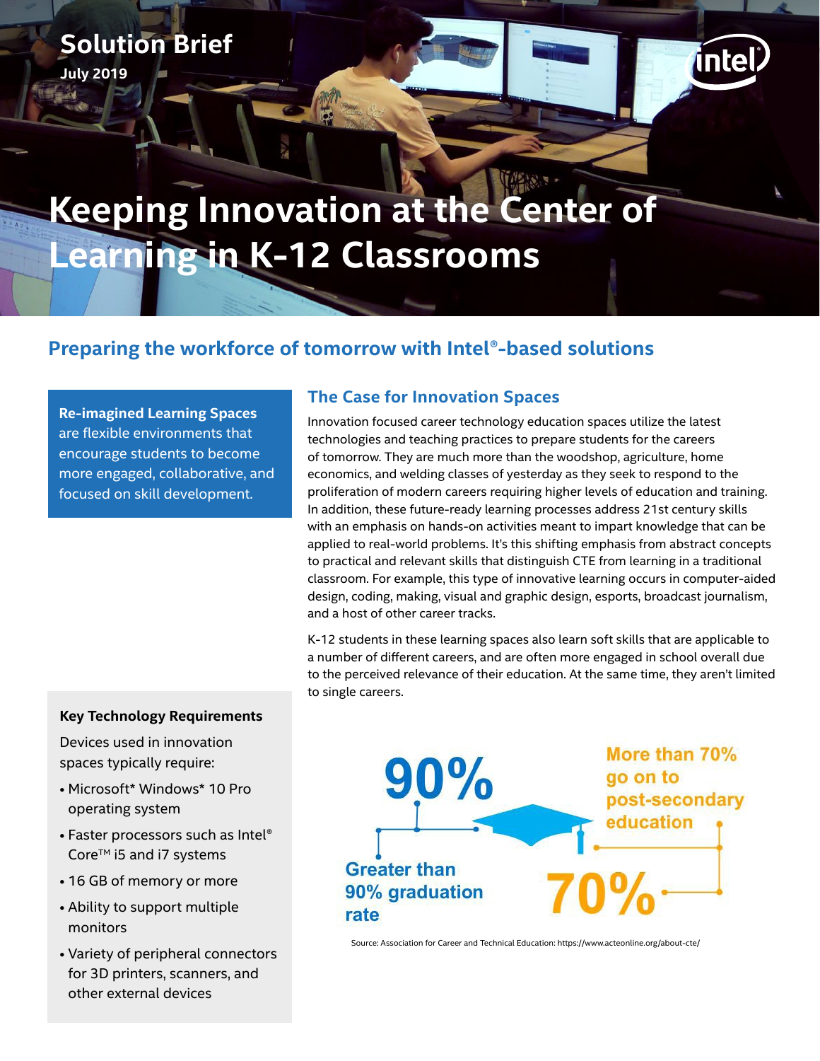Solution Brief

July 2019

# Keeping Innovation at the Center of Learning in K-12 Classrooms

## Preparing the workforce of tomorrow with Intel®-based solutions

**Re-imagined Learning Spaces** are flexible environments that encourage students to become more engaged, collaborative, and focused on skill development.

### The Case for Innovation Spaces

Innovation focused career technology education spaces utilize the latest technologies and teaching practices to prepare students for the careers of tomorrow. They are much more than the woodshop, agriculture, home economics, and welding classes of yesterday as they seek to respond to the proliferation of modern careers requiring higher levels of education and training. In addition, these future-ready learning processes address 21st century skills with an emphasis on hands-on activities meant to impart knowledge that can be applied to real-world problems. It's this shifting emphasis from abstract concepts to practical and relevant skills that distinguish CTE from learning in a traditional classroom. For example, this type of innovative learning occurs in computer-aided design, coding, making, visual and graphic design, esports, broadcast journalism, and a host of other career tracks.

K-12 students in these learning spaces also learn soft skills that are applicable to a number of different careers, and are often more engaged in school overall due to the perceived relevance of their education. At the same time, they aren't limited to single careers.

**90%** Greater than 90% graduation rate

**70%** More than 70% go on to post-secondary education

Source: Association for Career and Technical Education: https://www.acteonline.org/about-cte/

**Key Technology Requirements**

Devices used in innovation spaces typically require:

- Microsoft* Windows* 10 Pro operating system
- Faster processors such as Intel® Core™ i5 and i7 systems
- 16 GB of memory or more
- Ability to support multiple monitors
- Variety of peripheral connectors for 3D printers, scanners, and other external devices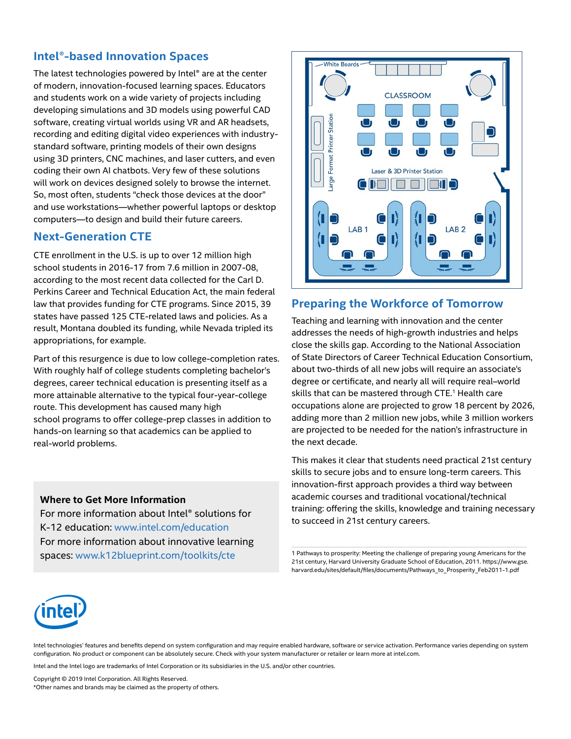## Intel®-based Innovation Spaces

The latest technologies powered by Intel® are at the center of modern, innovation-focused learning spaces. Educators and students work on a wide variety of projects including developing simulations and 3D models using powerful CAD software, creating virtual worlds using VR and AR headsets, recording and editing digital video experiences with industry-standard software, printing models of their own designs using 3D printers, CNC machines, and laser cutters, and even coding their own AI chatbots. Very few of these solutions will work on devices designed solely to browse the internet. So, most often, students "check those devices at the door" and use workstations—whether powerful laptops or desktop computers—to design and build their future careers.

## Next-Generation CTE

CTE enrollment in the U.S. is up to over 12 million high school students in 2016-17 from 7.6 million in 2007-08, according to the most recent data collected for the Carl D. Perkins Career and Technical Education Act, the main federal law that provides funding for CTE programs. Since 2015, 39 states have passed 125 CTE-related laws and policies. As a result, Montana doubled its funding, while Nevada tripled its appropriations, for example.

Part of this resurgence is due to low college-completion rates. With roughly half of college students completing bachelor's degrees, career technical education is presenting itself as a more attainable alternative to the typical four-year-college route. This development has caused many high school programs to offer college-prep classes in addition to hands-on learning so that academics can be applied to real-world problems.

**Where to Get More Information**

For more information about Intel® solutions for K-12 education: www.intel.com/education

For more information about innovative learning spaces: www.k12blueprint.com/toolkits/cte

White Boards

CLASSROOM

Large Format Printer Station

Laser & 3D Printer Station

LAB 1

LAB 2

## Preparing the Workforce of Tomorrow

Teaching and learning with innovation and the center addresses the needs of high-growth industries and helps close the skills gap. According to the National Association of State Directors of Career Technical Education Consortium, about two-thirds of all new jobs will require an associate's degree or certificate, and nearly all will require real–world skills that can be mastered through CTE.[1] Health care occupations alone are projected to grow 18 percent by 2026, adding more than 2 million new jobs, while 3 million workers are projected to be needed for the nation's infrastructure in the next decade.

This makes it clear that students need practical 21st century skills to secure jobs and to ensure long-term careers. This innovation-first approach provides a third way between academic courses and traditional vocational/technical training: offering the skills, knowledge and training necessary to succeed in 21st century careers.

1 Pathways to prosperity: Meeting the challenge of preparing young Americans for the 21st century, Harvard University Graduate School of Education, 2011. https://www.gse.harvard.edu/sites/default/files/documents/Pathways_to_Prosperity_Feb2011-1.pdf

Intel technologies' features and benefits depend on system configuration and may require enabled hardware, software or service activation. Performance varies depending on system configuration. No product or component can be absolutely secure. Check with your system manufacturer or retailer or learn more at intel.com.

Intel and the Intel logo are trademarks of Intel Corporation or its subsidiaries in the U.S. and/or other countries.

Copyright © 2019 Intel Corporation. All Rights Reserved.
*Other names and brands may be claimed as the property of others.